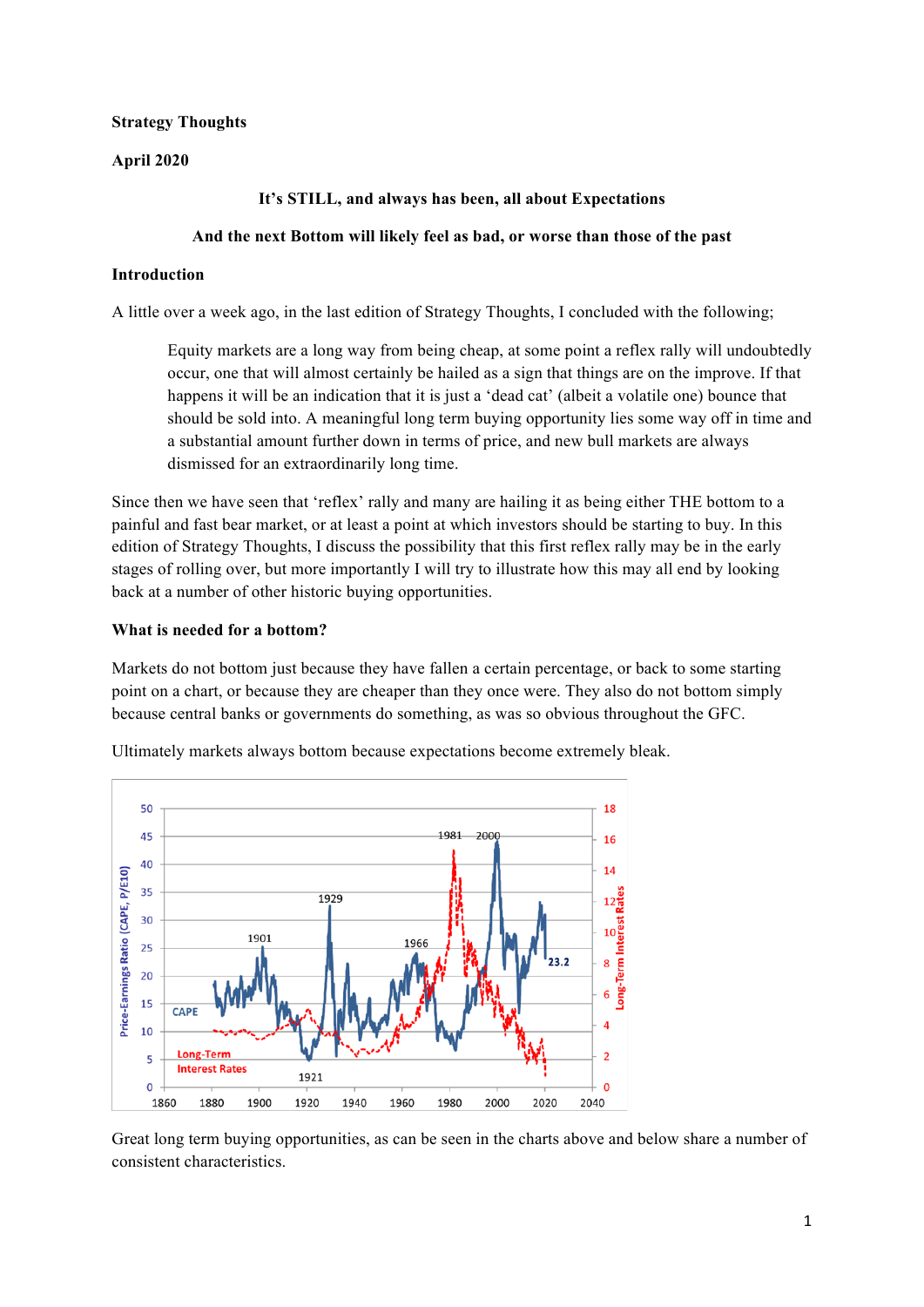**Strategy Thoughts**

**April 2020**

## It's STILL, and always has been, all about Expectations

## And the next Bottom will likely feel as bad, or worse than those of the past

### Introduction

A little over a week ago, in the last edition of Strategy Thoughts, I concluded with the following;

> Equity markets are a long way from being cheap, at some point a reflex rally will undoubtedly occur, one that will almost certainly be hailed as a sign that things are on the improve. If that happens it will be an indication that it is just a 'dead cat' (albeit a volatile one) bounce that should be sold into. A meaningful long term buying opportunity lies some way off in time and a substantial amount further down in terms of price, and new bull markets are always dismissed for an extraordinarily long time.

Since then we have seen that 'reflex' rally and many are hailing it as being either THE bottom to a painful and fast bear market, or at least a point at which investors should be starting to buy. In this edition of Strategy Thoughts, I discuss the possibility that this first reflex rally may be in the early stages of rolling over, but more importantly I will try to illustrate how this may all end by looking back at a number of other historic buying opportunities.

### What is needed for a bottom?

Markets do not bottom just because they have fallen a certain percentage, or back to some starting point on a chart, or because they are cheaper than they once were. They also do not bottom simply because central banks or governments do something, as was so obvious throughout the GFC.

Ultimately markets always bottom because expectations become extremely bleak.

Great long term buying opportunities, as can be seen in the charts above and below share a number of consistent characteristics.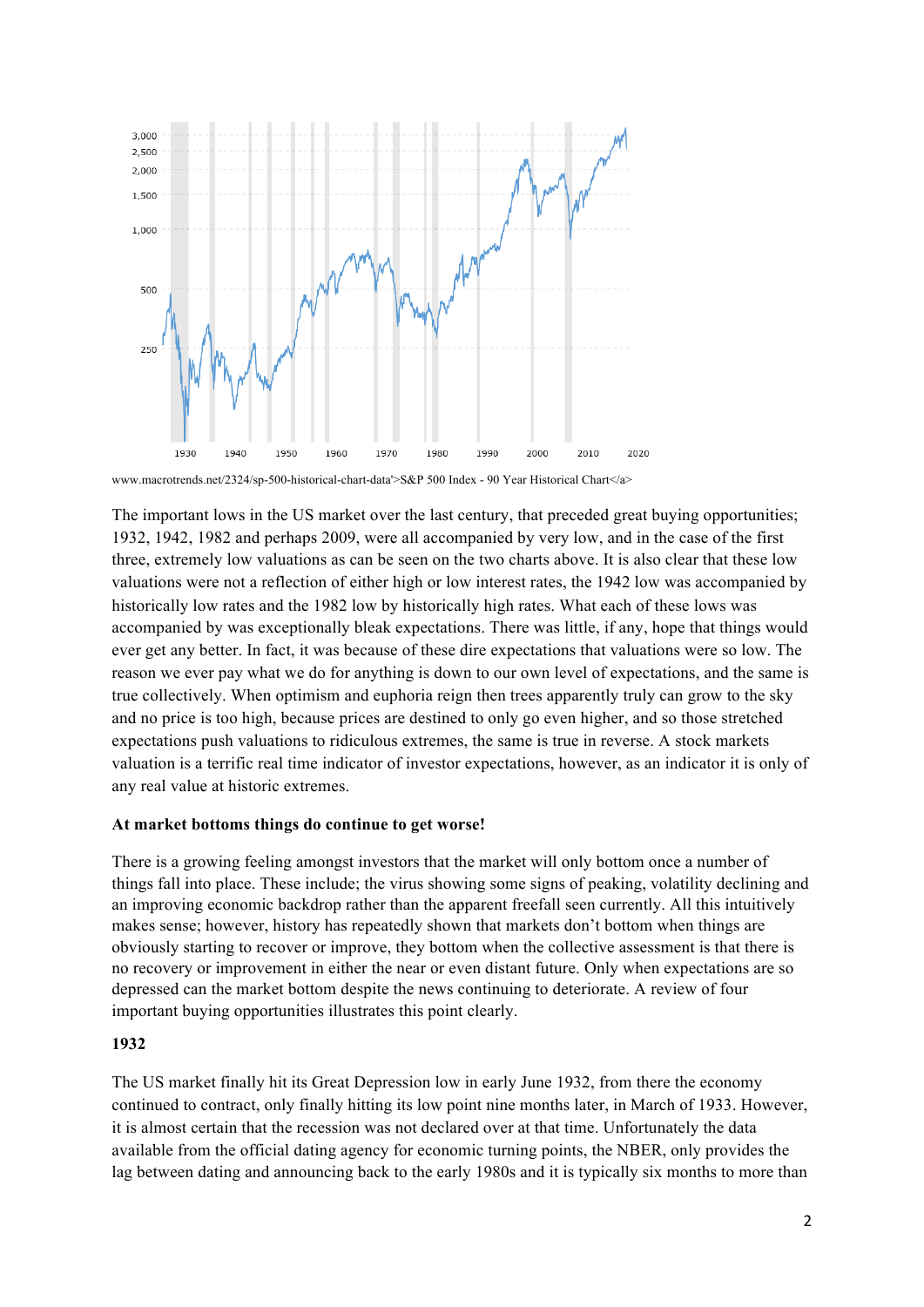www.macrotrends.net/2324/sp-500-historical-chart-data'>S&P 500 Index - 90 Year Historical Chart</a>

The important lows in the US market over the last century, that preceded great buying opportunities; 1932, 1942, 1982 and perhaps 2009, were all accompanied by very low, and in the case of the first three, extremely low valuations as can be seen on the two charts above. It is also clear that these low valuations were not a reflection of either high or low interest rates, the 1942 low was accompanied by historically low rates and the 1982 low by historically high rates. What each of these lows was accompanied by was exceptionally bleak expectations. There was little, if any, hope that things would ever get any better. In fact, it was because of these dire expectations that valuations were so low. The reason we ever pay what we do for anything is down to our own level of expectations, and the same is true collectively. When optimism and euphoria reign then trees apparently truly can grow to the sky and no price is too high, because prices are destined to only go even higher, and so those stretched expectations push valuations to ridiculous extremes, the same is true in reverse. A stock markets valuation is a terrific real time indicator of investor expectations, however, as an indicator it is only of any real value at historic extremes.

**At market bottoms things do continue to get worse!**

There is a growing feeling amongst investors that the market will only bottom once a number of things fall into place. These include; the virus showing some signs of peaking, volatility declining and an improving economic backdrop rather than the apparent freefall seen currently. All this intuitively makes sense; however, history has repeatedly shown that markets don't bottom when things are obviously starting to recover or improve, they bottom when the collective assessment is that there is no recovery or improvement in either the near or even distant future. Only when expectations are so depressed can the market bottom despite the news continuing to deteriorate. A review of four important buying opportunities illustrates this point clearly.

**1932**

The US market finally hit its Great Depression low in early June 1932, from there the economy continued to contract, only finally hitting its low point nine months later, in March of 1933. However, it is almost certain that the recession was not declared over at that time. Unfortunately the data available from the official dating agency for economic turning points, the NBER, only provides the lag between dating and announcing back to the early 1980s and it is typically six months to more than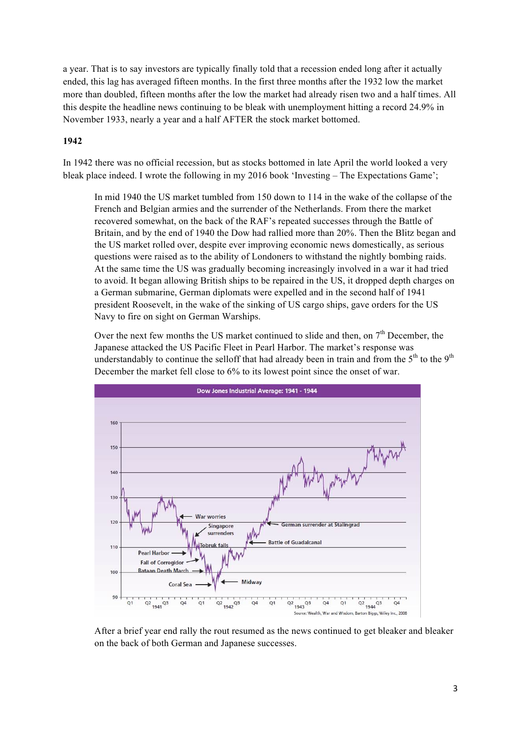a year. That is to say investors are typically finally told that a recession ended long after it actually ended, this lag has averaged fifteen months. In the first three months after the 1932 low the market more than doubled, fifteen months after the low the market had already risen two and a half times. All this despite the headline news continuing to be bleak with unemployment hitting a record 24.9% in November 1933, nearly a year and a half AFTER the stock market bottomed.

**1942**

In 1942 there was no official recession, but as stocks bottomed in late April the world looked a very bleak place indeed. I wrote the following in my 2016 book 'Investing – The Expectations Game';

> In mid 1940 the US market tumbled from 150 down to 114 in the wake of the collapse of the French and Belgian armies and the surrender of the Netherlands. From there the market recovered somewhat, on the back of the RAF's repeated successes through the Battle of Britain, and by the end of 1940 the Dow had rallied more than 20%. Then the Blitz began and the US market rolled over, despite ever improving economic news domestically, as serious questions were raised as to the ability of Londoners to withstand the nightly bombing raids. At the same time the US was gradually becoming increasingly involved in a war it had tried to avoid. It began allowing British ships to be repaired in the US, it dropped depth charges on a German submarine, German diplomats were expelled and in the second half of 1941 president Roosevelt, in the wake of the sinking of US cargo ships, gave orders for the US Navy to fire on sight on German Warships.
>
> Over the next few months the US market continued to slide and then, on 7th December, the Japanese attacked the US Pacific Fleet in Pearl Harbor. The market's response was understandably to continue the selloff that had already been in train and from the 5th to the 9th December the market fell close to 6% to its lowest point since the onset of war.
>
> **Dow Jones Industrial Average: 1941 - 1944**
>
> Source: Wealth, War and Wisdom, Barton Biggs, Wiley Inc., 2008
>
> After a brief year end rally the rout resumed as the news continued to get bleaker and bleaker on the back of both German and Japanese successes.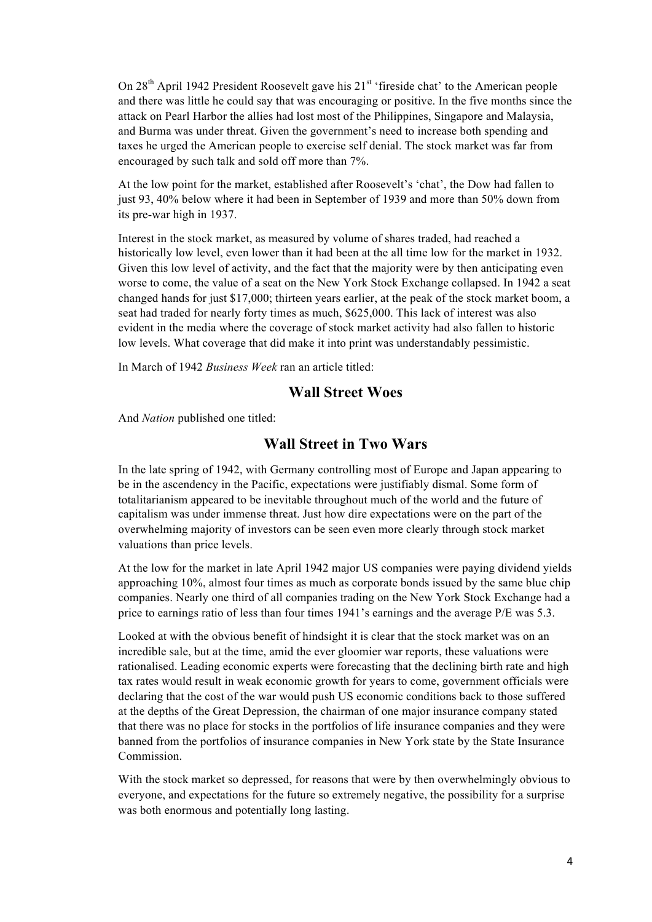On 28th April 1942 President Roosevelt gave his 21st 'fireside chat' to the American people and there was little he could say that was encouraging or positive. In the five months since the attack on Pearl Harbor the allies had lost most of the Philippines, Singapore and Malaysia, and Burma was under threat. Given the government's need to increase both spending and taxes he urged the American people to exercise self denial. The stock market was far from encouraged by such talk and sold off more than 7%.

At the low point for the market, established after Roosevelt's 'chat', the Dow had fallen to just 93, 40% below where it had been in September of 1939 and more than 50% down from its pre-war high in 1937.

Interest in the stock market, as measured by volume of shares traded, had reached a historically low level, even lower than it had been at the all time low for the market in 1932. Given this low level of activity, and the fact that the majority were by then anticipating even worse to come, the value of a seat on the New York Stock Exchange collapsed. In 1942 a seat changed hands for just $17,000; thirteen years earlier, at the peak of the stock market boom, a seat had traded for nearly forty times as much, $625,000. This lack of interest was also evident in the media where the coverage of stock market activity had also fallen to historic low levels. What coverage that did make it into print was understandably pessimistic.

In March of 1942 *Business Week* ran an article titled:

**Wall Street Woes**

And *Nation* published one titled:

**Wall Street in Two Wars**

In the late spring of 1942, with Germany controlling most of Europe and Japan appearing to be in the ascendency in the Pacific, expectations were justifiably dismal. Some form of totalitarianism appeared to be inevitable throughout much of the world and the future of capitalism was under immense threat. Just how dire expectations were on the part of the overwhelming majority of investors can be seen even more clearly through stock market valuations than price levels.

At the low for the market in late April 1942 major US companies were paying dividend yields approaching 10%, almost four times as much as corporate bonds issued by the same blue chip companies. Nearly one third of all companies trading on the New York Stock Exchange had a price to earnings ratio of less than four times 1941's earnings and the average P/E was 5.3.

Looked at with the obvious benefit of hindsight it is clear that the stock market was on an incredible sale, but at the time, amid the ever gloomier war reports, these valuations were rationalised. Leading economic experts were forecasting that the declining birth rate and high tax rates would result in weak economic growth for years to come, government officials were declaring that the cost of the war would push US economic conditions back to those suffered at the depths of the Great Depression, the chairman of one major insurance company stated that there was no place for stocks in the portfolios of life insurance companies and they were banned from the portfolios of insurance companies in New York state by the State Insurance Commission.

With the stock market so depressed, for reasons that were by then overwhelmingly obvious to everyone, and expectations for the future so extremely negative, the possibility for a surprise was both enormous and potentially long lasting.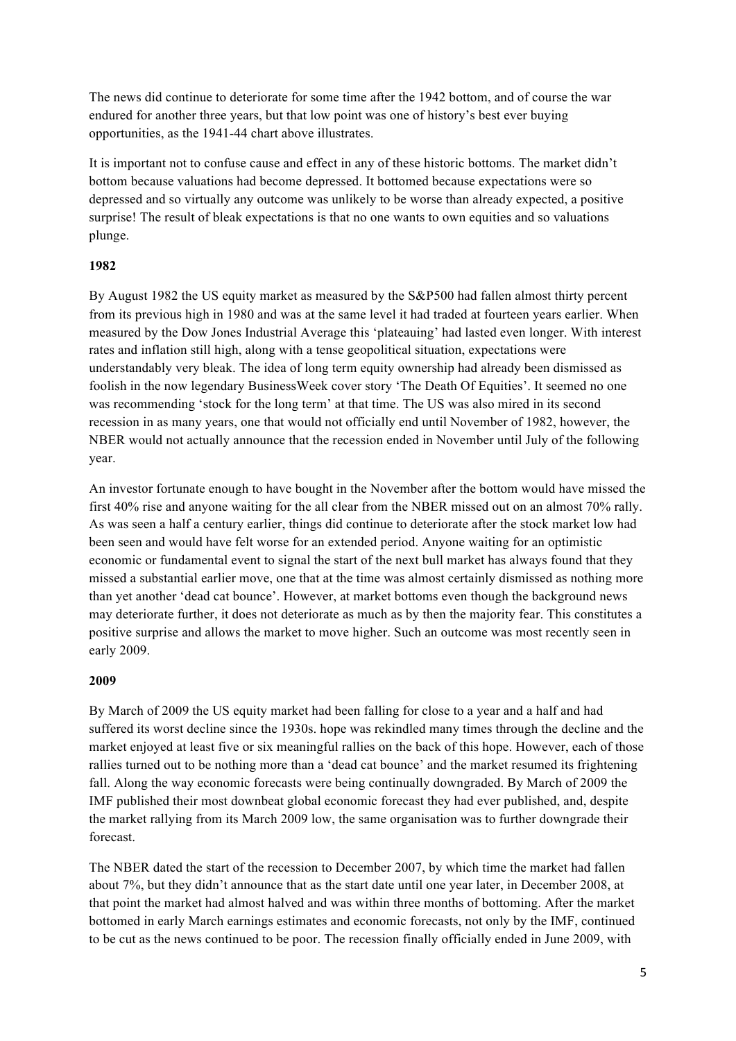The news did continue to deteriorate for some time after the 1942 bottom, and of course the war endured for another three years, but that low point was one of history's best ever buying opportunities, as the 1941-44 chart above illustrates.

It is important not to confuse cause and effect in any of these historic bottoms. The market didn't bottom because valuations had become depressed. It bottomed because expectations were so depressed and so virtually any outcome was unlikely to be worse than already expected, a positive surprise! The result of bleak expectations is that no one wants to own equities and so valuations plunge.

**1982**

By August 1982 the US equity market as measured by the S&P500 had fallen almost thirty percent from its previous high in 1980 and was at the same level it had traded at fourteen years earlier. When measured by the Dow Jones Industrial Average this 'plateauing' had lasted even longer. With interest rates and inflation still high, along with a tense geopolitical situation, expectations were understandably very bleak. The idea of long term equity ownership had already been dismissed as foolish in the now legendary BusinessWeek cover story 'The Death Of Equities'. It seemed no one was recommending 'stock for the long term' at that time. The US was also mired in its second recession in as many years, one that would not officially end until November of 1982, however, the NBER would not actually announce that the recession ended in November until July of the following year.

An investor fortunate enough to have bought in the November after the bottom would have missed the first 40% rise and anyone waiting for the all clear from the NBER missed out on an almost 70% rally. As was seen a half a century earlier, things did continue to deteriorate after the stock market low had been seen and would have felt worse for an extended period. Anyone waiting for an optimistic economic or fundamental event to signal the start of the next bull market has always found that they missed a substantial earlier move, one that at the time was almost certainly dismissed as nothing more than yet another 'dead cat bounce'. However, at market bottoms even though the background news may deteriorate further, it does not deteriorate as much as by then the majority fear. This constitutes a positive surprise and allows the market to move higher. Such an outcome was most recently seen in early 2009.

**2009**

By March of 2009 the US equity market had been falling for close to a year and a half and had suffered its worst decline since the 1930s. hope was rekindled many times through the decline and the market enjoyed at least five or six meaningful rallies on the back of this hope. However, each of those rallies turned out to be nothing more than a 'dead cat bounce' and the market resumed its frightening fall. Along the way economic forecasts were being continually downgraded. By March of 2009 the IMF published their most downbeat global economic forecast they had ever published, and, despite the market rallying from its March 2009 low, the same organisation was to further downgrade their forecast.

The NBER dated the start of the recession to December 2007, by which time the market had fallen about 7%, but they didn't announce that as the start date until one year later, in December 2008, at that point the market had almost halved and was within three months of bottoming. After the market bottomed in early March earnings estimates and economic forecasts, not only by the IMF, continued to be cut as the news continued to be poor. The recession finally officially ended in June 2009, with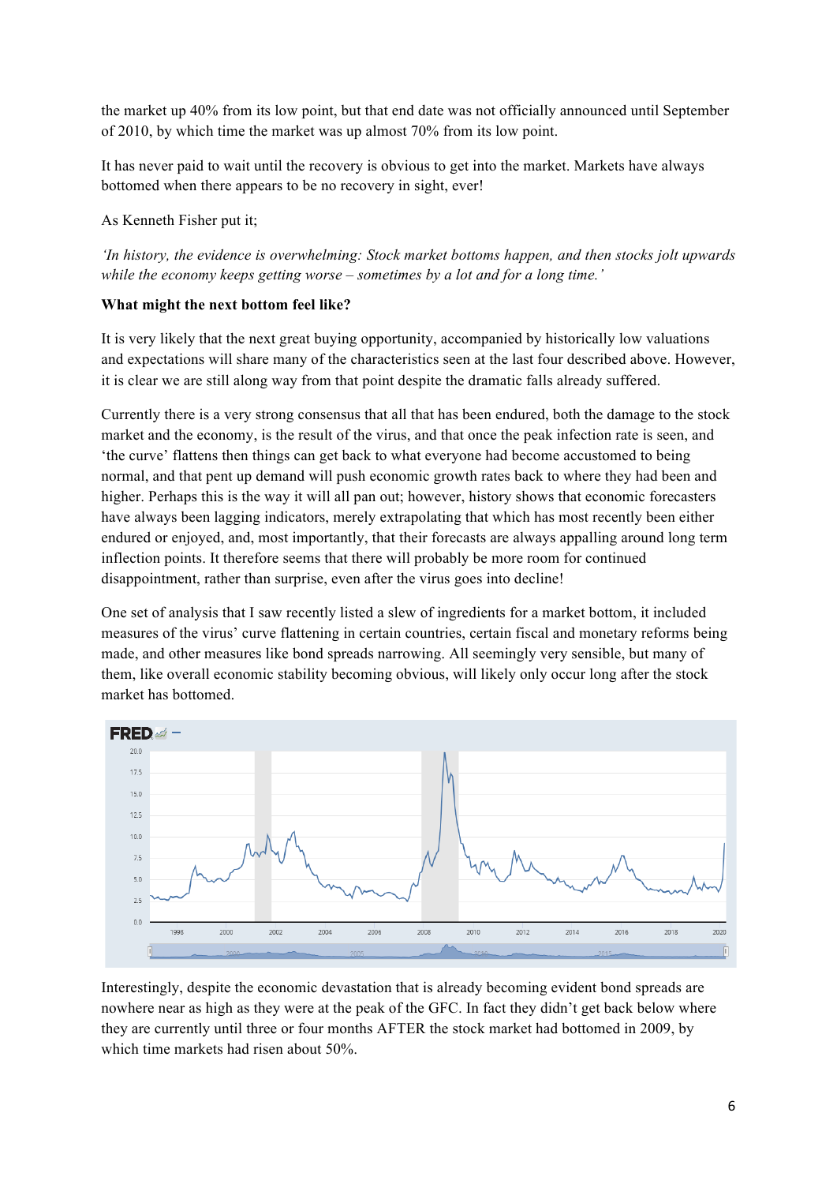the market up 40% from its low point, but that end date was not officially announced until September of 2010, by which time the market was up almost 70% from its low point.

It has never paid to wait until the recovery is obvious to get into the market. Markets have always bottomed when there appears to be no recovery in sight, ever!

As Kenneth Fisher put it;

*'In history, the evidence is overwhelming: Stock market bottoms happen, and then stocks jolt upwards while the economy keeps getting worse – sometimes by a lot and for a long time.'*

**What might the next bottom feel like?**

It is very likely that the next great buying opportunity, accompanied by historically low valuations and expectations will share many of the characteristics seen at the last four described above. However, it is clear we are still along way from that point despite the dramatic falls already suffered.

Currently there is a very strong consensus that all that has been endured, both the damage to the stock market and the economy, is the result of the virus, and that once the peak infection rate is seen, and 'the curve' flattens then things can get back to what everyone had become accustomed to being normal, and that pent up demand will push economic growth rates back to where they had been and higher. Perhaps this is the way it will all pan out; however, history shows that economic forecasters have always been lagging indicators, merely extrapolating that which has most recently been either endured or enjoyed, and, most importantly, that their forecasts are always appalling around long term inflection points. It therefore seems that there will probably be more room for continued disappointment, rather than surprise, even after the virus goes into decline!

One set of analysis that I saw recently listed a slew of ingredients for a market bottom, it included measures of the virus' curve flattening in certain countries, certain fiscal and monetary reforms being made, and other measures like bond spreads narrowing. All seemingly very sensible, but many of them, like overall economic stability becoming obvious, will likely only occur long after the stock market has bottomed.

Interestingly, despite the economic devastation that is already becoming evident bond spreads are nowhere near as high as they were at the peak of the GFC. In fact they didn't get back below where they are currently until three or four months AFTER the stock market had bottomed in 2009, by which time markets had risen about 50%.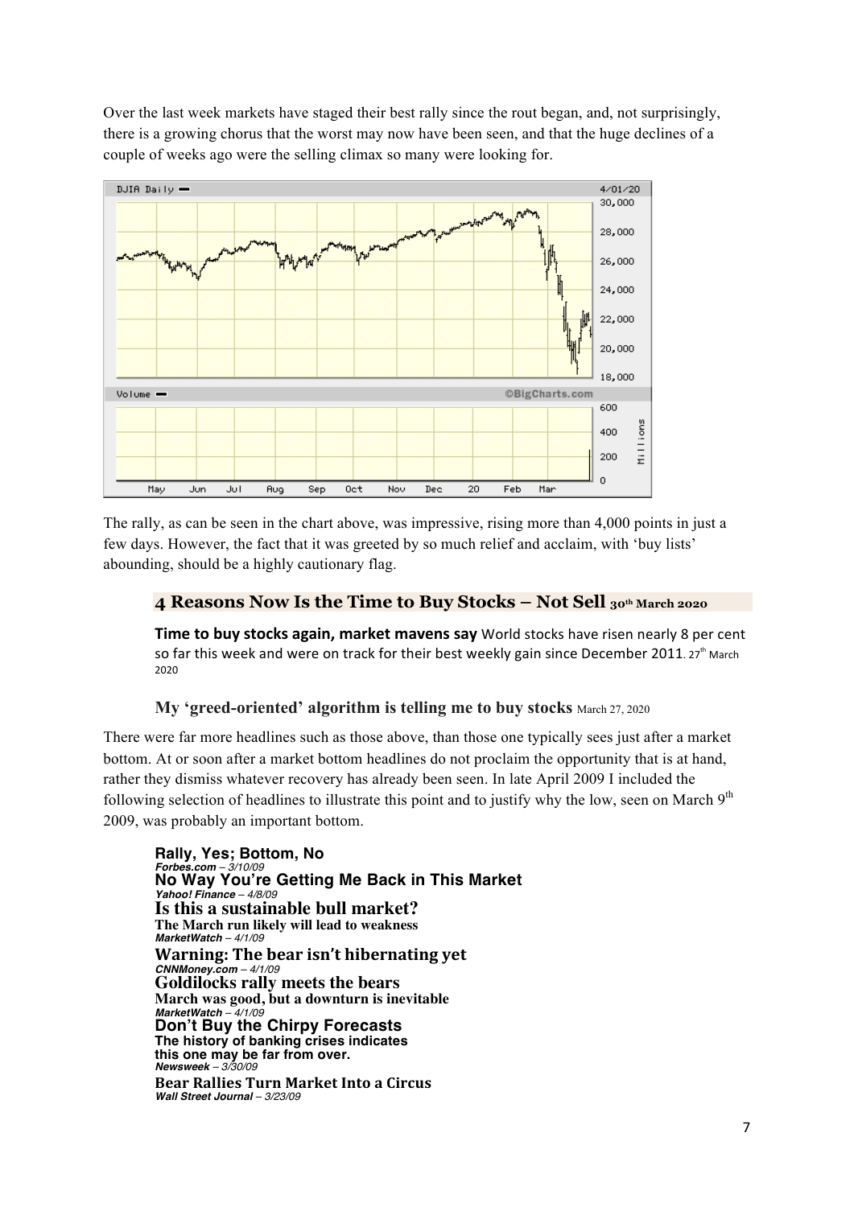Over the last week markets have staged their best rally since the rout began, and, not surprisingly, there is a growing chorus that the worst may now have been seen, and that the huge declines of a couple of weeks ago were the selling climax so many were looking for.

The rally, as can be seen in the chart above, was impressive, rising more than 4,000 points in just a few days. However, the fact that it was greeted by so much relief and acclaim, with 'buy lists' abounding, should be a highly cautionary flag.

**4 Reasons Now Is the Time to Buy Stocks – Not Sell** 30th March 2020

**Time to buy stocks again, market mavens say** World stocks have risen nearly 8 per cent so far this week and were on track for their best weekly gain since December 2011. 27th March 2020

**My 'greed-oriented' algorithm is telling me to buy stocks** March 27, 2020

There were far more headlines such as those above, than those one typically sees just after a market bottom. At or soon after a market bottom headlines do not proclaim the opportunity that is at hand, rather they dismiss whatever recovery has already been seen. In late April 2009 I included the following selection of headlines to illustrate this point and to justify why the low, seen on March 9th 2009, was probably an important bottom.

**Rally, Yes; Bottom, No**
***Forbes.com** – 3/10/09*

**No Way You're Getting Me Back in This Market**
***Yahoo! Finance** – 4/8/09*

**Is this a sustainable bull market?**
**The March run likely will lead to weakness**
***MarketWatch** – 4/1/09*

**Warning: The bear isn't hibernating yet**
***CNNMoney.com** – 4/1/09*

**Goldilocks rally meets the bears**
**March was good, but a downturn is inevitable**
***MarketWatch** – 4/1/09*

**Don't Buy the Chirpy Forecasts**
**The history of banking crises indicates this one may be far from over.**
***Newsweek** – 3/30/09*

**Bear Rallies Turn Market Into a Circus**
***Wall Street Journal** – 3/23/09*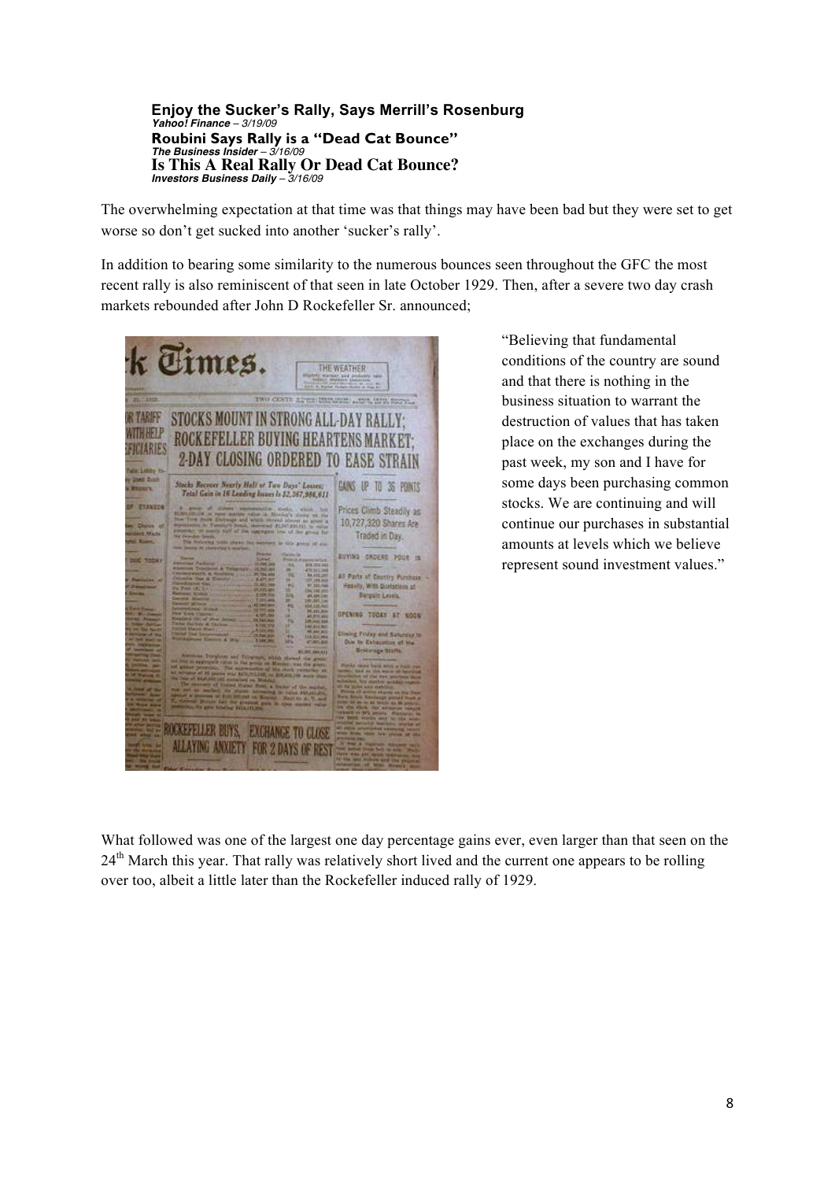**Enjoy the Sucker's Rally, Says Merrill's Rosenburg**
***Yahoo! Finance** – 3/19/09*

**Roubini Says Rally is a "Dead Cat Bounce"**
***The Business Insider** – 3/16/09*

**Is This A Real Rally Or Dead Cat Bounce?**
***Investors Business Daily** – 3/16/09*

The overwhelming expectation at that time was that things may have been bad but they were set to get worse so don't get sucked into another 'sucker's rally'.

In addition to bearing some similarity to the numerous bounces seen throughout the GFC the most recent rally is also reminiscent of that seen in late October 1929. Then, after a severe two day crash markets rebounded after John D Rockefeller Sr. announced;

"Believing that fundamental conditions of the country are sound and that there is nothing in the business situation to warrant the destruction of values that has taken place on the exchanges during the past week, my son and I have for some days been purchasing common stocks. We are continuing and will continue our purchases in substantial amounts at levels which we believe represent sound investment values."

What followed was one of the largest one day percentage gains ever, even larger than that seen on the 24th March this year. That rally was relatively short lived and the current one appears to be rolling over too, albeit a little later than the Rockefeller induced rally of 1929.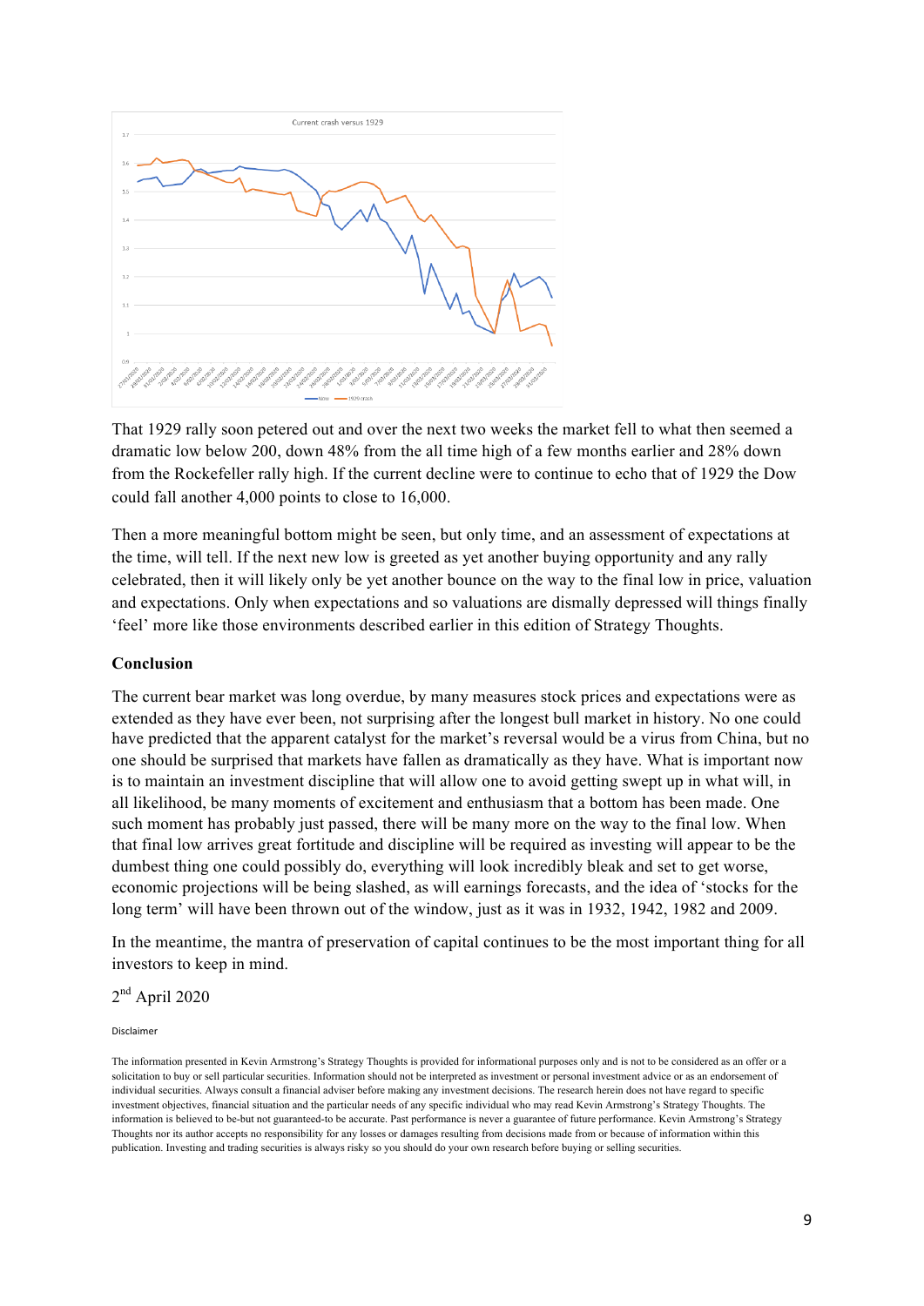Current crash versus 1929

1.7
1.6
1.5
1.4
1.3
1.2
1.1
1
0.9

Now
1929 crash

That 1929 rally soon petered out and over the next two weeks the market fell to what then seemed a dramatic low below 200, down 48% from the all time high of a few months earlier and 28% down from the Rockefeller rally high. If the current decline were to continue to echo that of 1929 the Dow could fall another 4,000 points to close to 16,000.

Then a more meaningful bottom might be seen, but only time, and an assessment of expectations at the time, will tell. If the next new low is greeted as yet another buying opportunity and any rally celebrated, then it will likely only be yet another bounce on the way to the final low in price, valuation and expectations. Only when expectations and so valuations are dismally depressed will things finally 'feel' more like those environments described earlier in this edition of Strategy Thoughts.

**Conclusion**

The current bear market was long overdue, by many measures stock prices and expectations were as extended as they have ever been, not surprising after the longest bull market in history. No one could have predicted that the apparent catalyst for the market's reversal would be a virus from China, but no one should be surprised that markets have fallen as dramatically as they have. What is important now is to maintain an investment discipline that will allow one to avoid getting swept up in what will, in all likelihood, be many moments of excitement and enthusiasm that a bottom has been made. One such moment has probably just passed, there will be many more on the way to the final low. When that final low arrives great fortitude and discipline will be required as investing will appear to be the dumbest thing one could possibly do, everything will look incredibly bleak and set to get worse, economic projections will be being slashed, as will earnings forecasts, and the idea of 'stocks for the long term' will have been thrown out of the window, just as it was in 1932, 1942, 1982 and 2009.

In the meantime, the mantra of preservation of capital continues to be the most important thing for all investors to keep in mind.

2nd April 2020

Disclaimer

The information presented in Kevin Armstrong's Strategy Thoughts is provided for informational purposes only and is not to be considered as an offer or a solicitation to buy or sell particular securities. Information should not be interpreted as investment or personal investment advice or as an endorsement of individual securities. Always consult a financial adviser before making any investment decisions. The research herein does not have regard to specific investment objectives, financial situation and the particular needs of any specific individual who may read Kevin Armstrong's Strategy Thoughts. The information is believed to be-but not guaranteed-to be accurate. Past performance is never a guarantee of future performance. Kevin Armstrong's Strategy Thoughts nor its author accepts no responsibility for any losses or damages resulting from decisions made from or because of information within this publication. Investing and trading securities is always risky so you should do your own research before buying or selling securities.